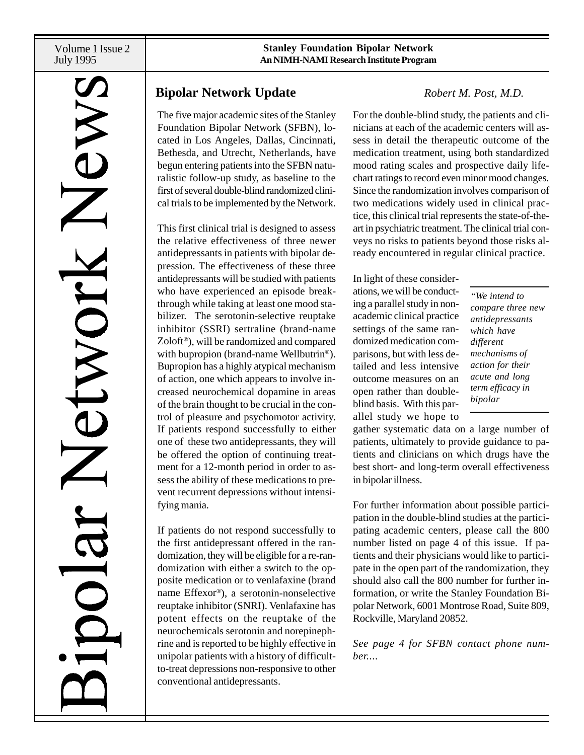# Bipolar Network News

**Stanley Foundation Bipolar Network**
**An NIMH-NAMI Research Institute Program**

## Bipolar Network Update

*Robert M. Post, M.D.*

The five major academic sites of the Stanley Foundation Bipolar Network (SFBN), located in Los Angeles, Dallas, Cincinnati, Bethesda, and Utrecht, Netherlands, have begun entering patients into the SFBN naturalistic follow-up study, as baseline to the first of several double-blind randomized clinical trials to be implemented by the Network.

This first clinical trial is designed to assess the relative effectiveness of three newer antidepressants in patients with bipolar depression. The effectiveness of these three antidepressants will be studied with patients who have experienced an episode breakthrough while taking at least one mood stabilizer. The serotonin-selective reuptake inhibitor (SSRI) sertraline (brand-name Zoloft®), will be randomized and compared with bupropion (brand-name Wellbutrin®). Bupropion has a highly atypical mechanism of action, one which appears to involve increased neurochemical dopamine in areas of the brain thought to be crucial in the control of pleasure and psychomotor activity. If patients respond successfully to either one of these two antidepressants, they will be offered the option of continuing treatment for a 12-month period in order to assess the ability of these medications to prevent recurrent depressions without intensifying mania.

If patients do not respond successfully to the first antidepressant offered in the randomization, they will be eligible for a re-randomization with either a switch to the opposite medication or to venlafaxine (brand name Effexor®), a serotonin-nonselective reuptake inhibitor (SNRI). Venlafaxine has potent effects on the reuptake of the neurochemicals serotonin and norepinephrine and is reported to be highly effective in unipolar patients with a history of difficult-to-treat depressions non-responsive to other conventional antidepressants.

For the double-blind study, the patients and clinicians at each of the academic centers will assess in detail the therapeutic outcome of the medication treatment, using both standardized mood rating scales and prospective daily life-chart ratings to record even minor mood changes. Since the randomization involves comparison of two medications widely used in clinical practice, this clinical trial represents the state-of-the-art in psychiatric treatment. The clinical trial conveys no risks to patients beyond those risks already encountered in regular clinical practice.

In light of these considerations, we will be conducting a parallel study in non-academic clinical practice settings of the same randomized medication comparisons, but with less detailed and less intensive outcome measures on an open rather than double-blind basis. With this parallel study we hope to gather systematic data on a large number of patients, ultimately to provide guidance to patients and clinicians on which drugs have the best short- and long-term overall effectiveness in bipolar illness.

> *"We intend to compare three new antidepressants which have different mechanisms of action for their acute and long term efficacy in bipolar*

For further information about possible participation in the double-blind studies at the participating academic centers, please call the 800 number listed on page 4 of this issue. If patients and their physicians would like to participate in the open part of the randomization, they should also call the 800 number for further information, or write the Stanley Foundation Bipolar Network, 6001 Montrose Road, Suite 809, Rockville, Maryland 20852.

*See page 4 for SFBN contact phone number....*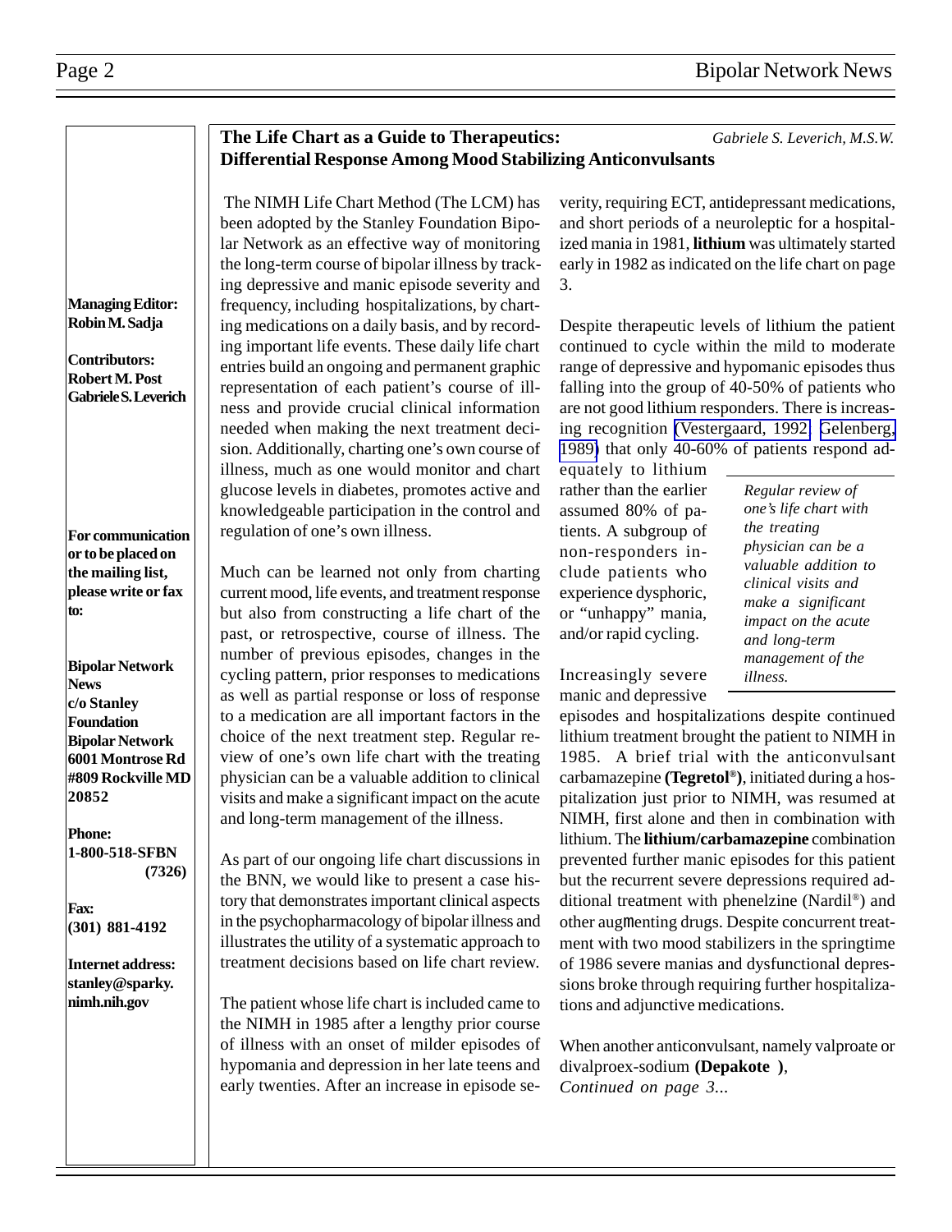**Managing Editor:**
**Robin M. Sadja**

**Contributors:**
**Robert M. Post**
**Gabriele S. Leverich**

**For communication or to be placed on the mailing list, please write or fax to:**

**Bipolar Network News**
**c/o Stanley Foundation Bipolar Network**
**6001 Montrose Rd #809 Rockville MD 20852**

**Phone:**
**1-800-518-SFBN (7326)**

**Fax:**
**(301) 881-4192**

**Internet address:**
**stanley@sparky.nimh.nih.gov**

## The Life Chart as a Guide to Therapeutics: Differential Response Among Mood Stabilizing Anticonvulsants

*Gabriele S. Leverich, M.S.W.*

The NIMH Life Chart Method (The LCM) has been adopted by the Stanley Foundation Bipolar Network as an effective way of monitoring the long-term course of bipolar illness by tracking depressive and manic episode severity and frequency, including hospitalizations, by charting medications on a daily basis, and by recording important life events. These daily life chart entries build an ongoing and permanent graphic representation of each patient's course of illness and provide crucial clinical information needed when making the next treatment decision. Additionally, charting one's own course of illness, much as one would monitor and chart glucose levels in diabetes, promotes active and knowledgeable participation in the control and regulation of one's own illness.

Much can be learned not only from charting current mood, life events, and treatment response but also from constructing a life chart of the past, or retrospective, course of illness. The number of previous episodes, changes in the cycling pattern, prior responses to medications as well as partial response or loss of response to a medication are all important factors in the choice of the next treatment step. Regular review of one's own life chart with the treating physician can be a valuable addition to clinical visits and make a significant impact on the acute and long-term management of the illness.

As part of our ongoing life chart discussions in the BNN, we would like to present a case history that demonstrates important clinical aspects in the psychopharmacology of bipolar illness and illustrates the utility of a systematic approach to treatment decisions based on life chart review.

The patient whose life chart is included came to the NIMH in 1985 after a lengthy prior course of illness with an onset of milder episodes of hypomania and depression in her late teens and early twenties. After an increase in episode severity, requiring ECT, antidepressant medications, and short periods of a neuroleptic for a hospitalized mania in 1981, **lithium** was ultimately started early in 1982 as indicated on the life chart on page 3.

Despite therapeutic levels of lithium the patient continued to cycle within the mild to moderate range of depressive and hypomanic episodes thus falling into the group of 40-50% of patients who are not good lithium responders. There is increasing recognition (Vestergaard, 1992; Gelenberg, 1989) that only 40-60% of patients respond adequately to lithium rather than the earlier assumed 80% of patients. A subgroup of non-responders include patients who experience dysphoric, or "unhappy" mania, and/or rapid cycling.

> *Regular review of one's life chart with the treating physician can be a valuable addition to clinical visits and make a significant impact on the acute and long-term management of the illness.*

Increasingly severe manic and depressive episodes and hospitalizations despite continued lithium treatment brought the patient to NIMH in 1985. A brief trial with the anticonvulsant carbamazepine **(Tegretol®)**, initiated during a hospitalization just prior to NIMH, was resumed at NIMH, first alone and then in combination with lithium. The **lithium/carbamazepine** combination prevented further manic episodes for this patient but the recurrent severe depressions required additional treatment with phenelzine (Nardil®) and other augmenting drugs. Despite concurrent treatment with two mood stabilizers in the springtime of 1986 severe manias and dysfunctional depressions broke through requiring further hospitalizations and adjunctive medications.

When another anticonvulsant, namely valproate or divalproex-sodium **(Depakote )**,

*Continued on page 3...*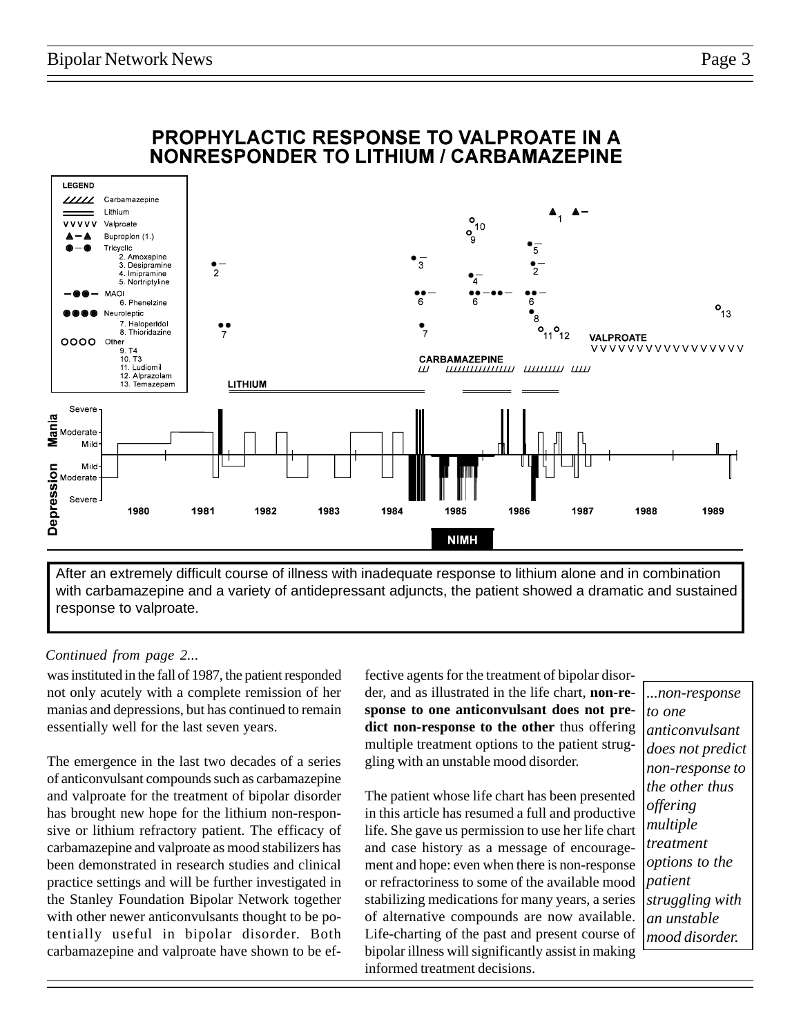## PROPHYLACTIC RESPONSE TO VALPROATE IN A NONRESPONDER TO LITHIUM / CARBAMAZEPINE

After an extremely difficult course of illness with inadequate response to lithium alone and in combination with carbamazepine and a variety of antidepressant adjuncts, the patient showed a dramatic and sustained response to valproate.

*Continued from page 2...*

was instituted in the fall of 1987, the patient responded not only acutely with a complete remission of her manias and depressions, but has continued to remain essentially well for the last seven years.

The emergence in the last two decades of a series of anticonvulsant compounds such as carbamazepine and valproate for the treatment of bipolar disorder has brought new hope for the lithium non-responsive or lithium refractory patient. The efficacy of carbamazepine and valproate as mood stabilizers has been demonstrated in research studies and clinical practice settings and will be further investigated in the Stanley Foundation Bipolar Network together with other newer anticonvulsants thought to be potentially useful in bipolar disorder. Both carbamazepine and valproate have shown to be effective agents for the treatment of bipolar disorder, and as illustrated in the life chart, **non-response to one anticonvulsant does not predict non-response to the other** thus offering multiple treatment options to the patient struggling with an unstable mood disorder.

*...non-response to one anticonvulsant does not predict non-response to the other thus offering multiple treatment options to the patient struggling with an unstable mood disorder.*

The patient whose life chart has been presented in this article has resumed a full and productive life. She gave us permission to use her life chart and case history as a message of encouragement and hope: even when there is non-response or refractoriness to some of the available mood stabilizing medications for many years, a series of alternative compounds are now available. Life-charting of the past and present course of bipolar illness will significantly assist in making informed treatment decisions.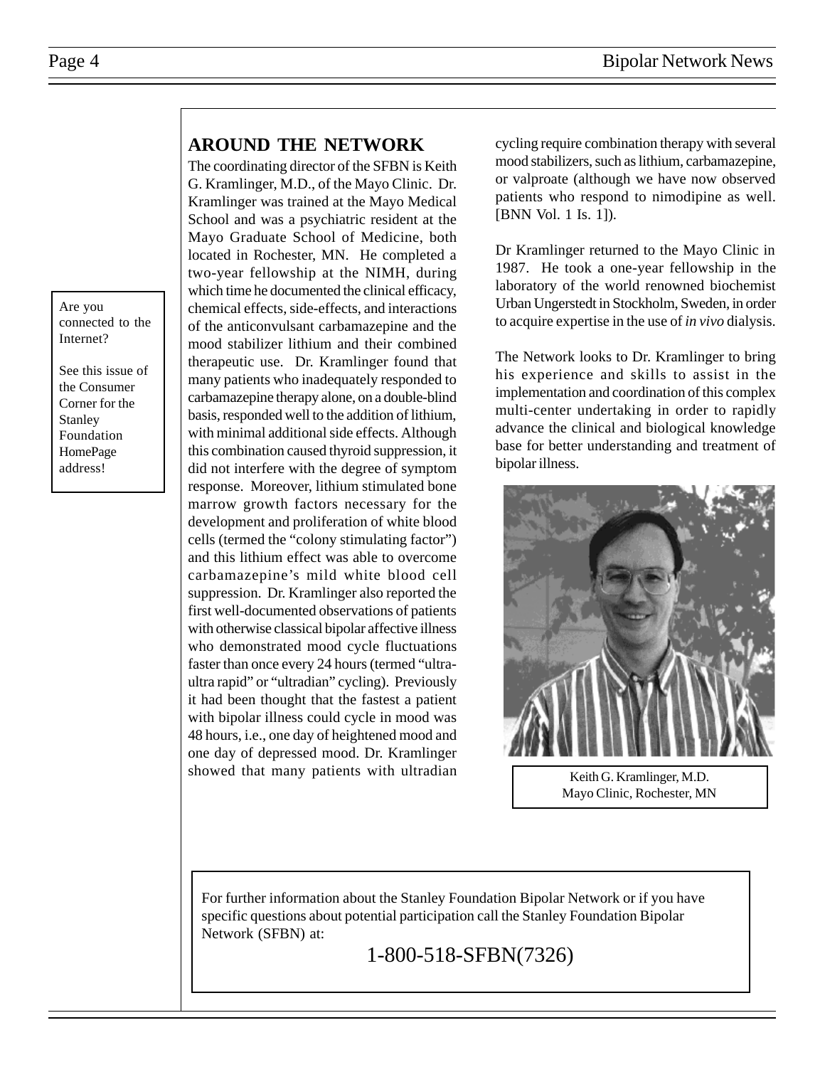Are you connected to the Internet?

See this issue of the Consumer Corner for the Stanley Foundation HomePage address!

## AROUND THE NETWORK

The coordinating director of the SFBN is Keith G. Kramlinger, M.D., of the Mayo Clinic. Dr. Kramlinger was trained at the Mayo Medical School and was a psychiatric resident at the Mayo Graduate School of Medicine, both located in Rochester, MN. He completed a two-year fellowship at the NIMH, during which time he documented the clinical efficacy, chemical effects, side-effects, and interactions of the anticonvulsant carbamazepine and the mood stabilizer lithium and their combined therapeutic use. Dr. Kramlinger found that many patients who inadequately responded to carbamazepine therapy alone, on a double-blind basis, responded well to the addition of lithium, with minimal additional side effects. Although this combination caused thyroid suppression, it did not interfere with the degree of symptom response. Moreover, lithium stimulated bone marrow growth factors necessary for the development and proliferation of white blood cells (termed the "colony stimulating factor") and this lithium effect was able to overcome carbamazepine's mild white blood cell suppression. Dr. Kramlinger also reported the first well-documented observations of patients with otherwise classical bipolar affective illness who demonstrated mood cycle fluctuations faster than once every 24 hours (termed "ultra-ultra rapid" or "ultradian" cycling). Previously it had been thought that the fastest a patient with bipolar illness could cycle in mood was 48 hours, i.e., one day of heightened mood and one day of depressed mood. Dr. Kramlinger showed that many patients with ultradian cycling require combination therapy with several mood stabilizers, such as lithium, carbamazepine, or valproate (although we have now observed patients who respond to nimodipine as well. [BNN Vol. 1 Is. 1]).

Dr Kramlinger returned to the Mayo Clinic in 1987. He took a one-year fellowship in the laboratory of the world renowned biochemist Urban Ungerstedt in Stockholm, Sweden, in order to acquire expertise in the use of *in vivo* dialysis.

The Network looks to Dr. Kramlinger to bring his experience and skills to assist in the implementation and coordination of this complex multi-center undertaking in order to rapidly advance the clinical and biological knowledge base for better understanding and treatment of bipolar illness.

Keith G. Kramlinger, M.D.
Mayo Clinic, Rochester, MN

For further information about the Stanley Foundation Bipolar Network or if you have specific questions about potential participation call the Stanley Foundation Bipolar Network (SFBN) at:

1-800-518-SFBN(7326)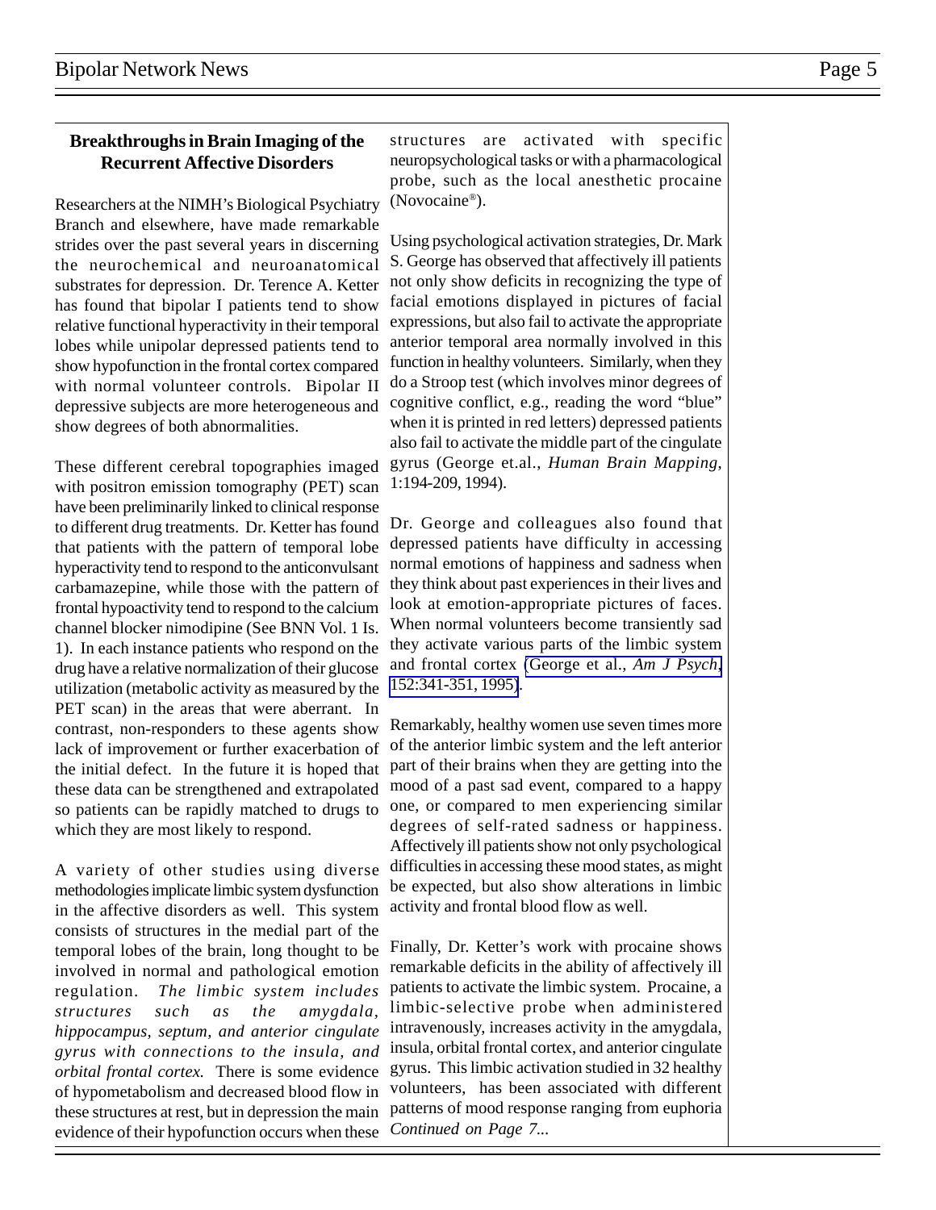## Breakthroughs in Brain Imaging of the Recurrent Affective Disorders

Researchers at the NIMH's Biological Psychiatry Branch and elsewhere, have made remarkable strides over the past several years in discerning the neurochemical and neuroanatomical substrates for depression. Dr. Terence A. Ketter has found that bipolar I patients tend to show relative functional hyperactivity in their temporal lobes while unipolar depressed patients tend to show hypofunction in the frontal cortex compared with normal volunteer controls. Bipolar II depressive subjects are more heterogeneous and show degrees of both abnormalities.

These different cerebral topographies imaged with positron emission tomography (PET) scan have been preliminarily linked to clinical response to different drug treatments. Dr. Ketter has found that patients with the pattern of temporal lobe hyperactivity tend to respond to the anticonvulsant carbamazepine, while those with the pattern of frontal hypoactivity tend to respond to the calcium channel blocker nimodipine (See BNN Vol. 1 Is. 1). In each instance patients who respond on the drug have a relative normalization of their glucose utilization (metabolic activity as measured by the PET scan) in the areas that were aberrant. In contrast, non-responders to these agents show lack of improvement or further exacerbation of the initial defect. In the future it is hoped that these data can be strengthened and extrapolated so patients can be rapidly matched to drugs to which they are most likely to respond.

A variety of other studies using diverse methodologies implicate limbic system dysfunction in the affective disorders as well. This system consists of structures in the medial part of the temporal lobes of the brain, long thought to be involved in normal and pathological emotion regulation. *The limbic system includes structures such as the amygdala, hippocampus, septum, and anterior cingulate gyrus with connections to the insula, and orbital frontal cortex.* There is some evidence of hypometabolism and decreased blood flow in these structures at rest, but in depression the main evidence of their hypofunction occurs when these structures are activated with specific neuropsychological tasks or with a pharmacological probe, such as the local anesthetic procaine (Novocaine®).

Using psychological activation strategies, Dr. Mark S. George has observed that affectively ill patients not only show deficits in recognizing the type of facial emotions displayed in pictures of facial expressions, but also fail to activate the appropriate anterior temporal area normally involved in this function in healthy volunteers. Similarly, when they do a Stroop test (which involves minor degrees of cognitive conflict, e.g., reading the word "blue" when it is printed in red letters) depressed patients also fail to activate the middle part of the cingulate gyrus (George et.al., *Human Brain Mapping*, 1:194-209, 1994).

Dr. George and colleagues also found that depressed patients have difficulty in accessing normal emotions of happiness and sadness when they think about past experiences in their lives and look at emotion-appropriate pictures of faces. When normal volunteers become transiently sad they activate various parts of the limbic system and frontal cortex (George et al., *Am J Psych*, 152:341-351, 1995).

Remarkably, healthy women use seven times more of the anterior limbic system and the left anterior part of their brains when they are getting into the mood of a past sad event, compared to a happy one, or compared to men experiencing similar degrees of self-rated sadness or happiness. Affectively ill patients show not only psychological difficulties in accessing these mood states, as might be expected, but also show alterations in limbic activity and frontal blood flow as well.

Finally, Dr. Ketter's work with procaine shows remarkable deficits in the ability of affectively ill patients to activate the limbic system. Procaine, a limbic-selective probe when administered intravenously, increases activity in the amygdala, insula, orbital frontal cortex, and anterior cingulate gyrus. This limbic activation studied in 32 healthy volunteers, has been associated with different patterns of mood response ranging from euphoria

*Continued on Page 7...*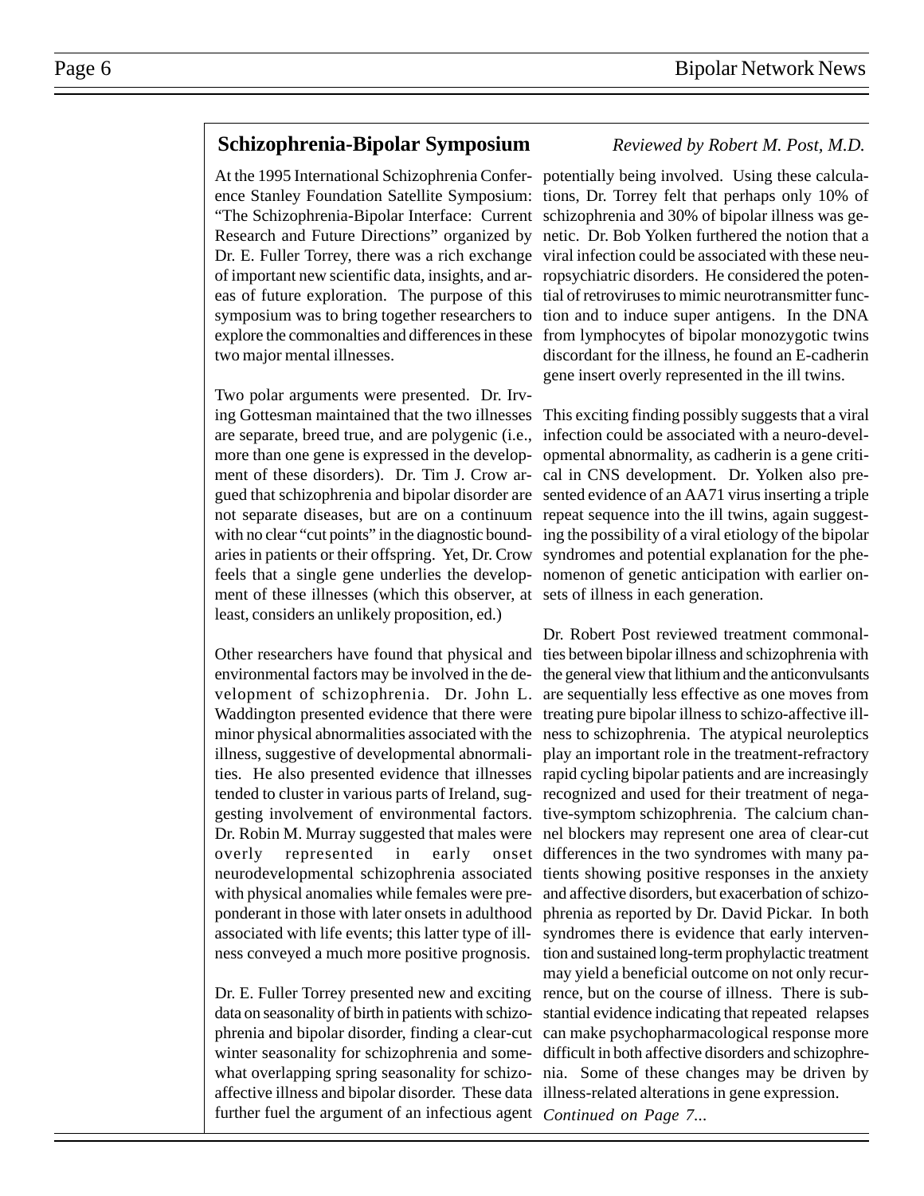## Schizophrenia-Bipolar Symposium

*Reviewed by Robert M. Post, M.D.*

At the 1995 International Schizophrenia Conference Stanley Foundation Satellite Symposium: "The Schizophrenia-Bipolar Interface: Current Research and Future Directions" organized by Dr. E. Fuller Torrey, there was a rich exchange of important new scientific data, insights, and areas of future exploration. The purpose of this symposium was to bring together researchers to explore the commonalties and differences in these two major mental illnesses.

Two polar arguments were presented. Dr. Irving Gottesman maintained that the two illnesses are separate, breed true, and are polygenic (i.e., more than one gene is expressed in the development of these disorders). Dr. Tim J. Crow argued that schizophrenia and bipolar disorder are not separate diseases, but are on a continuum with no clear "cut points" in the diagnostic boundaries in patients or their offspring. Yet, Dr. Crow feels that a single gene underlies the development of these illnesses (which this observer, at least, considers an unlikely proposition, ed.)

Other researchers have found that physical and environmental factors may be involved in the development of schizophrenia. Dr. John L. Waddington presented evidence that there were minor physical abnormalities associated with the illness, suggestive of developmental abnormalities. He also presented evidence that illnesses tended to cluster in various parts of Ireland, suggesting involvement of environmental factors. Dr. Robin M. Murray suggested that males were overly represented in early onset neurodevelopmental schizophrenia associated with physical anomalies while females were preponderant in those with later onsets in adulthood associated with life events; this latter type of illness conveyed a much more positive prognosis.

Dr. E. Fuller Torrey presented new and exciting data on seasonality of birth in patients with schizophrenia and bipolar disorder, finding a clear-cut winter seasonality for schizophrenia and somewhat overlapping spring seasonality for schizoaffective illness and bipolar disorder. These data further fuel the argument of an infectious agent potentially being involved. Using these calculations, Dr. Torrey felt that perhaps only 10% of schizophrenia and 30% of bipolar illness was genetic. Dr. Bob Yolken furthered the notion that a viral infection could be associated with these neuropsychiatric disorders. He considered the potential of retroviruses to mimic neurotransmitter function and to induce super antigens. In the DNA from lymphocytes of bipolar monozygotic twins discordant for the illness, he found an E-cadherin gene insert overly represented in the ill twins.

This exciting finding possibly suggests that a viral infection could be associated with a neuro-developmental abnormality, as cadherin is a gene critical in CNS development. Dr. Yolken also presented evidence of an AA71 virus inserting a triple repeat sequence into the ill twins, again suggesting the possibility of a viral etiology of the bipolar syndromes and potential explanation for the phenomenon of genetic anticipation with earlier onsets of illness in each generation.

Dr. Robert Post reviewed treatment commonalties between bipolar illness and schizophrenia with the general view that lithium and the anticonvulsants are sequentially less effective as one moves from treating pure bipolar illness to schizo-affective illness to schizophrenia. The atypical neuroleptics play an important role in the treatment-refractory rapid cycling bipolar patients and are increasingly recognized and used for their treatment of negative-symptom schizophrenia. The calcium channel blockers may represent one area of clear-cut differences in the two syndromes with many patients showing positive responses in the anxiety and affective disorders, but exacerbation of schizophrenia as reported by Dr. David Pickar. In both syndromes there is evidence that early intervention and sustained long-term prophylactic treatment may yield a beneficial outcome on not only recurrence, but on the course of illness. There is substantial evidence indicating that repeated relapses can make psychopharmacological response more difficult in both affective disorders and schizophrenia. Some of these changes may be driven by illness-related alterations in gene expression.

*Continued on Page 7...*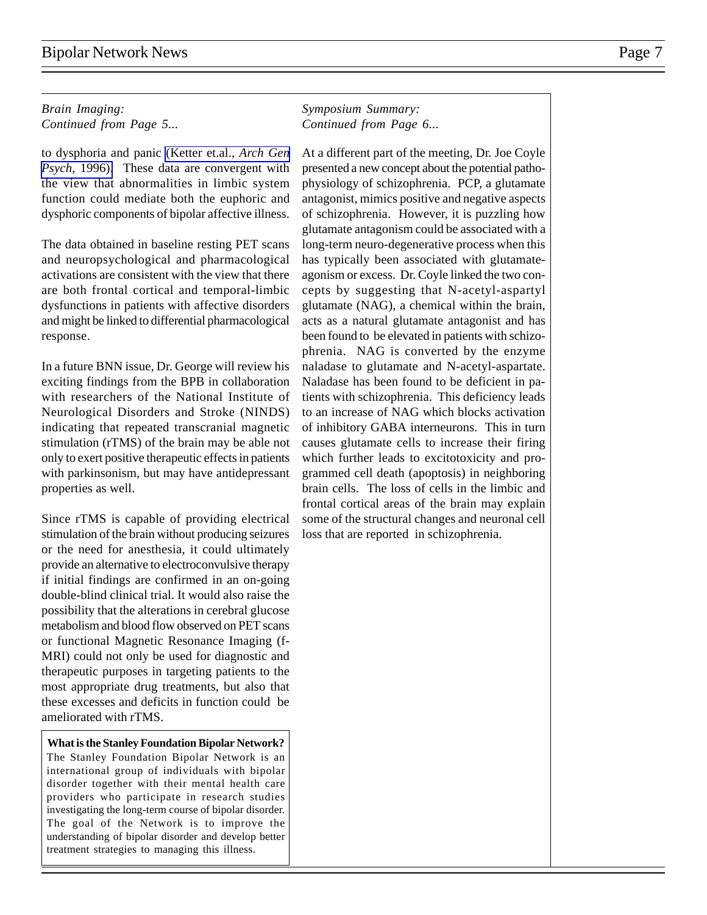*Brain Imaging:*
*Continued from Page 5...*

to dysphoria and panic (Ketter et.al., *Arch Gen Psych*, 1996). These data are convergent with the view that abnormalities in limbic system function could mediate both the euphoric and dysphoric components of bipolar affective illness.

The data obtained in baseline resting PET scans and neuropsychological and pharmacological activations are consistent with the view that there are both frontal cortical and temporal-limbic dysfunctions in patients with affective disorders and might be linked to differential pharmacological response.

In a future BNN issue, Dr. George will review his exciting findings from the BPB in collaboration with researchers of the National Institute of Neurological Disorders and Stroke (NINDS) indicating that repeated transcranial magnetic stimulation (rTMS) of the brain may be able not only to exert positive therapeutic effects in patients with parkinsonism, but may have antidepressant properties as well.

Since rTMS is capable of providing electrical stimulation of the brain without producing seizures or the need for anesthesia, it could ultimately provide an alternative to electroconvulsive therapy if initial findings are confirmed in an on-going double-blind clinical trial. It would also raise the possibility that the alterations in cerebral glucose metabolism and blood flow observed on PET scans or functional Magnetic Resonance Imaging (f-MRI) could not only be used for diagnostic and therapeutic purposes in targeting patients to the most appropriate drug treatments, but also that these excesses and deficits in function could be ameliorated with rTMS.

**What is the Stanley Foundation Bipolar Network?**
The Stanley Foundation Bipolar Network is an international group of individuals with bipolar disorder together with their mental health care providers who participate in research studies investigating the long-term course of bipolar disorder. The goal of the Network is to improve the understanding of bipolar disorder and develop better treatment strategies to managing this illness.

*Symposium Summary:*
*Continued from Page 6...*

At a different part of the meeting, Dr. Joe Coyle presented a new concept about the potential pathophysiology of schizophrenia. PCP, a glutamate antagonist, mimics positive and negative aspects of schizophrenia. However, it is puzzling how glutamate antagonism could be associated with a long-term neuro-degenerative process when this has typically been associated with glutamate-agonism or excess. Dr. Coyle linked the two concepts by suggesting that N-acetyl-aspartyl glutamate (NAG), a chemical within the brain, acts as a natural glutamate antagonist and has been found to be elevated in patients with schizophrenia. NAG is converted by the enzyme naladase to glutamate and N-acetyl-aspartate. Naladase has been found to be deficient in patients with schizophrenia. This deficiency leads to an increase of NAG which blocks activation of inhibitory GABA interneurons. This in turn causes glutamate cells to increase their firing which further leads to excitotoxicity and programmed cell death (apoptosis) in neighboring brain cells. The loss of cells in the limbic and frontal cortical areas of the brain may explain some of the structural changes and neuronal cell loss that are reported in schizophrenia.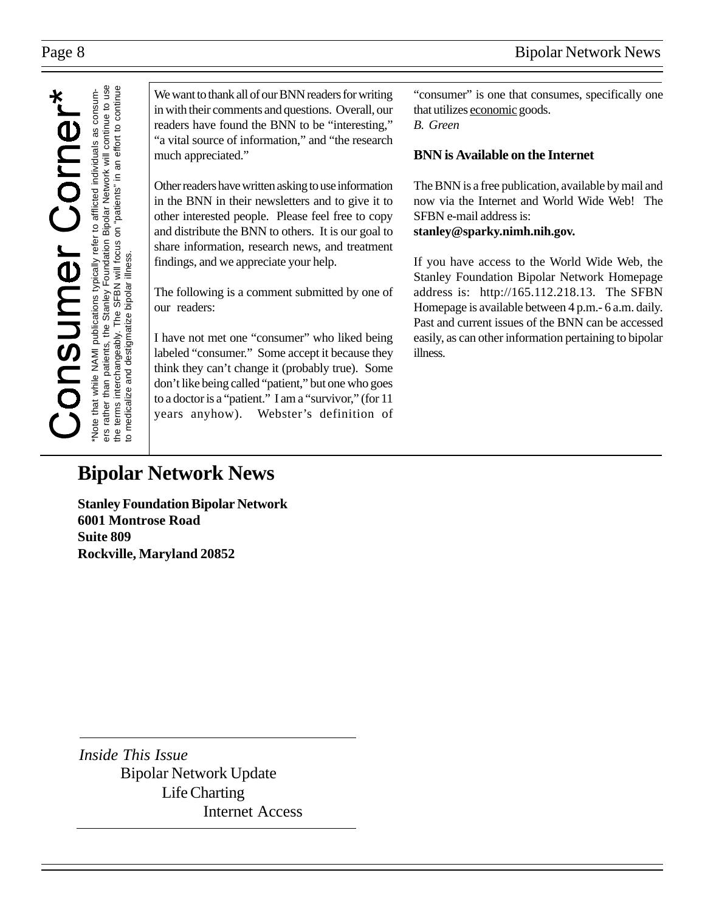# Consumer Corner*

*Note that while NAMI publications typically refer to afflicted individuals as consumers rather than patients, the Stanley Foundation Bipolar Network will continue to use the terms interchangeably. The SFBN will focus on "patients" in an effort to continue to medicalize and destigmatize bipolar illness.

We want to thank all of our BNN readers for writing in with their comments and questions. Overall, our readers have found the BNN to be "interesting," "a vital source of information," and "the research much appreciated."

Other readers have written asking to use information in the BNN in their newsletters and to give it to other interested people. Please feel free to copy and distribute the BNN to others. It is our goal to share information, research news, and treatment findings, and we appreciate your help.

The following is a comment submitted by one of our readers:

I have not met one "consumer" who liked being labeled "consumer." Some accept it because they think they can't change it (probably true). Some don't like being called "patient," but one who goes to a doctor is a "patient." I am a "survivor," (for 11 years anyhow). Webster's definition of "consumer" is one that consumes, specifically one that utilizes economic goods.

*B. Green*

**BNN is Available on the Internet**

The BNN is a free publication, available by mail and now via the Internet and World Wide Web! The SFBN e-mail address is:

**stanley@sparky.nimh.nih.gov.**

If you have access to the World Wide Web, the Stanley Foundation Bipolar Network Homepage address is: http://165.112.218.13. The SFBN Homepage is available between 4 p.m.- 6 a.m. daily. Past and current issues of the BNN can be accessed easily, as can other information pertaining to bipolar illness.

## Bipolar Network News

**Stanley Foundation Bipolar Network**
**6001 Montrose Road**
**Suite 809**
**Rockville, Maryland 20852**

*Inside This Issue*

Bipolar Network Update
Life Charting
Internet Access